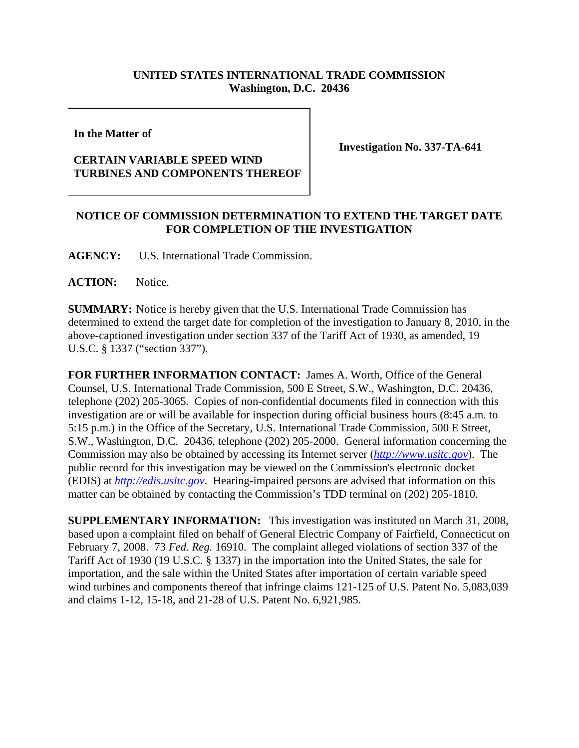**UNITED STATES INTERNATIONAL TRADE COMMISSION**
**Washington, D.C. 20436**

**In the Matter of**

**CERTAIN VARIABLE SPEED WIND TURBINES AND COMPONENTS THEREOF**

**Investigation No. 337-TA-641**

**NOTICE OF COMMISSION DETERMINATION TO EXTEND THE TARGET DATE FOR COMPLETION OF THE INVESTIGATION**

**AGENCY:** U.S. International Trade Commission.

**ACTION:** Notice.

**SUMMARY:** Notice is hereby given that the U.S. International Trade Commission has determined to extend the target date for completion of the investigation to January 8, 2010, in the above-captioned investigation under section 337 of the Tariff Act of 1930, as amended, 19 U.S.C. § 1337 ("section 337").

**FOR FURTHER INFORMATION CONTACT:** James A. Worth, Office of the General Counsel, U.S. International Trade Commission, 500 E Street, S.W., Washington, D.C. 20436, telephone (202) 205-3065. Copies of non-confidential documents filed in connection with this investigation are or will be available for inspection during official business hours (8:45 a.m. to 5:15 p.m.) in the Office of the Secretary, U.S. International Trade Commission, 500 E Street, S.W., Washington, D.C. 20436, telephone (202) 205-2000. General information concerning the Commission may also be obtained by accessing its Internet server (*http://www.usitc.gov*). The public record for this investigation may be viewed on the Commission's electronic docket (EDIS) at *http://edis.usitc.gov*. Hearing-impaired persons are advised that information on this matter can be obtained by contacting the Commission's TDD terminal on (202) 205-1810.

**SUPPLEMENTARY INFORMATION:** This investigation was instituted on March 31, 2008, based upon a complaint filed on behalf of General Electric Company of Fairfield, Connecticut on February 7, 2008. 73 *Fed. Reg.* 16910. The complaint alleged violations of section 337 of the Tariff Act of 1930 (19 U.S.C. § 1337) in the importation into the United States, the sale for importation, and the sale within the United States after importation of certain variable speed wind turbines and components thereof that infringe claims 121-125 of U.S. Patent No. 5,083,039 and claims 1-12, 15-18, and 21-28 of U.S. Patent No. 6,921,985.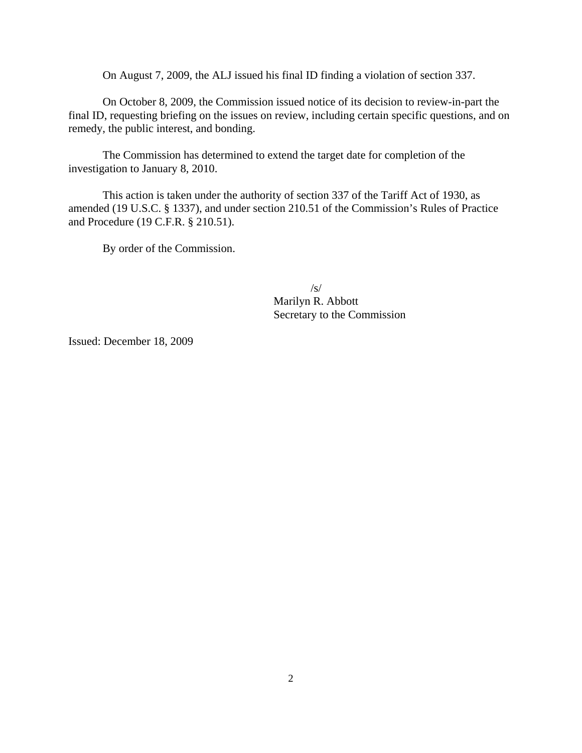On August 7, 2009, the ALJ issued his final ID finding a violation of section 337.

On October 8, 2009, the Commission issued notice of its decision to review-in-part the final ID, requesting briefing on the issues on review, including certain specific questions, and on remedy, the public interest, and bonding.

The Commission has determined to extend the target date for completion of the investigation to January 8, 2010.

This action is taken under the authority of section 337 of the Tariff Act of 1930, as amended (19 U.S.C. § 1337), and under section 210.51 of the Commission's Rules of Practice and Procedure (19 C.F.R. § 210.51).

By order of the Commission.

/s/
Marilyn R. Abbott
Secretary to the Commission

Issued: December 18, 2009